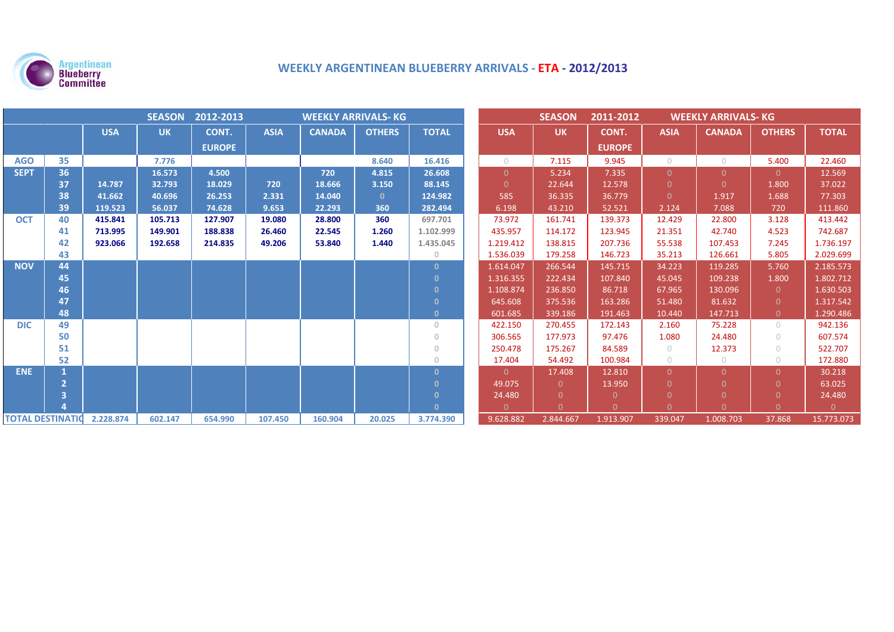Argentinean Blueberry Committee

# WEEKLY ARGENTINEAN BLUEBERRY ARRIVALS - ETA - 2012/2013

| | | SEASON 2012-2013 WEEKLY ARRIVALS- KG | | | | | | | SEASON 2011-2012 WEEKLY ARRIVALS- KG | | | | | | |
|---|---|---|---|---|---|---|---|---|---|---|---|---|---|---|---|
| | | USA | UK | CONT. EUROPE | ASIA | CANADA | OTHERS | TOTAL | USA | UK | CONT. EUROPE | ASIA | CANADA | OTHERS | TOTAL |
| AGO | 35 | | 7.776 | | | | 8.640 | 16.416 | 0 | 7.115 | 9.945 | 0 | 0 | 5.400 | 22.460 |
| SEPT | 36 | | 16.573 | 4.500 | | 720 | 4.815 | 26.608 | 0 | 5.234 | 7.335 | 0 | 0 | 0 | 12.569 |
| | 37 | 14.787 | 32.793 | 18.029 | 720 | 18.666 | 3.150 | 88.145 | 0 | 22.644 | 12.578 | 0 | 0 | 1.800 | 37.022 |
| | 38 | 41.662 | 40.696 | 26.253 | 2.331 | 14.040 | 0 | 124.982 | 585 | 36.335 | 36.779 | 0 | 1.917 | 1.688 | 77.303 |
| | 39 | 119.523 | 56.037 | 74.628 | 9.653 | 22.293 | 360 | 282.494 | 6.198 | 43.210 | 52.521 | 2.124 | 7.088 | 720 | 111.860 |
| OCT | 40 | 415.841 | 105.713 | 127.907 | 19.080 | 28.800 | 360 | 697.701 | 73.972 | 161.741 | 139.373 | 12.429 | 22.800 | 3.128 | 413.442 |
| | 41 | 713.995 | 149.901 | 188.838 | 26.460 | 22.545 | 1.260 | 1.102.999 | 435.957 | 114.172 | 123.945 | 21.351 | 42.740 | 4.523 | 742.687 |
| | 42 | 923.066 | 192.658 | 214.835 | 49.206 | 53.840 | 1.440 | 1.435.045 | 1.219.412 | 138.815 | 207.736 | 55.538 | 107.453 | 7.245 | 1.736.197 |
| | 43 | | | | | | | 0 | 1.536.039 | 179.258 | 146.723 | 35.213 | 126.661 | 5.805 | 2.029.699 |
| NOV | 44 | | | | | | | 0 | 1.614.047 | 266.544 | 145.715 | 34.223 | 119.285 | 5.760 | 2.185.573 |
| | 45 | | | | | | | 0 | 1.316.355 | 222.434 | 107.840 | 45.045 | 109.238 | 1.800 | 1.802.712 |
| | 46 | | | | | | | 0 | 1.108.874 | 236.850 | 86.718 | 67.965 | 130.096 | 0 | 1.630.503 |
| | 47 | | | | | | | 0 | 645.608 | 375.536 | 163.286 | 51.480 | 81.632 | 0 | 1.317.542 |
| | 48 | | | | | | | 0 | 601.685 | 339.186 | 191.463 | 10.440 | 147.713 | 0 | 1.290.486 |
| DIC | 49 | | | | | | | 0 | 422.150 | 270.455 | 172.143 | 2.160 | 75.228 | 0 | 942.136 |
| | 50 | | | | | | | 0 | 306.565 | 177.973 | 97.476 | 1.080 | 24.480 | 0 | 607.574 |
| | 51 | | | | | | | 0 | 250.478 | 175.267 | 84.589 | 0 | 12.373 | 0 | 522.707 |
| | 52 | | | | | | | 0 | 17.404 | 54.492 | 100.984 | 0 | 0 | 0 | 172.880 |
| ENE | 1 | | | | | | | 0 | 0 | 17.408 | 12.810 | 0 | 0 | 0 | 30.218 |
| | 2 | | | | | | | 0 | 49.075 | 0 | 13.950 | 0 | 0 | 0 | 63.025 |
| | 3 | | | | | | | 0 | 24.480 | 0 | 0 | 0 | 0 | 0 | 24.480 |
| | 4 | | | | | | | 0 | 0 | 0 | 0 | 0 | 0 | 0 | 0 |
| TOTAL DESTINATIO | | 2.228.874 | 602.147 | 654.990 | 107.450 | 160.904 | 20.025 | 3.774.390 | 9.628.882 | 2.844.667 | 1.913.907 | 339.047 | 1.008.703 | 37.868 | 15.773.073 |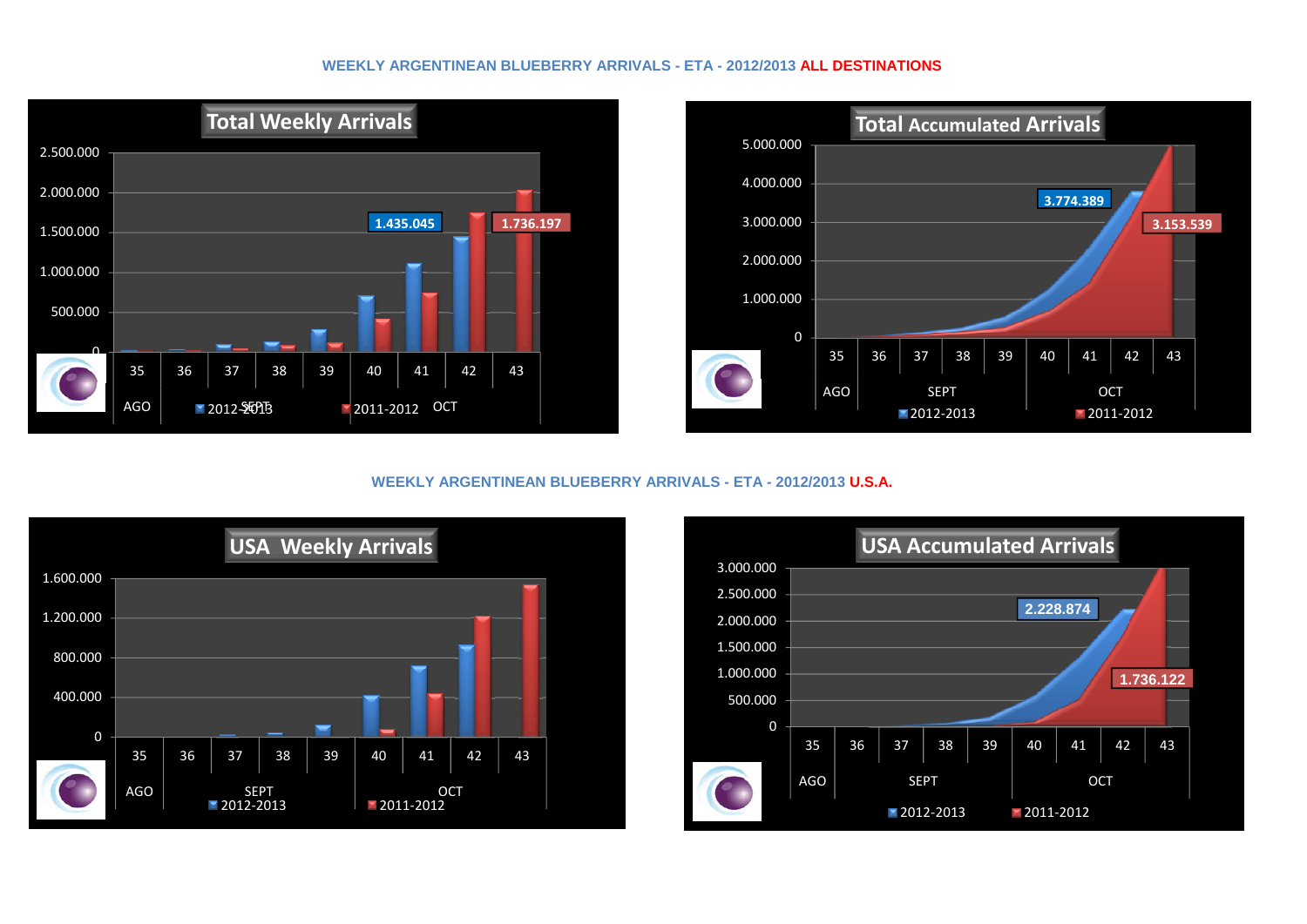## WEEKLY ARGENTINEAN BLUEBERRY ARRIVALS - ETA - 2012/2013 ALL DESTINATIONS

**Total Weekly Arrivals**

2.500.000
2.000.000
1.500.000
1.000.000
500.000
0

1.435.045
1.736.197

35 36 37 38 39 40 41 42 43
AGO SEPT OCT
2012-2013 2011-2012

**Total Accumulated Arrivals**

5.000.000
4.000.000
3.000.000
2.000.000
1.000.000
0

3.774.389
3.153.539

35 36 37 38 39 40 41 42 43
AGO SEPT OCT
2012-2013 2011-2012

## WEEKLY ARGENTINEAN BLUEBERRY ARRIVALS - ETA - 2012/2013 U.S.A.

**USA Weekly Arrivals**

1.600.000
1.200.000
800.000
400.000
0

35 36 37 38 39 40 41 42 43
AGO SEPT OCT
2012-2013 2011-2012

**USA Accumulated Arrivals**

3.000.000
2.500.000
2.000.000
1.500.000
1.000.000
500.000
0

2.228.874
1.736.122

35 36 37 38 39 40 41 42 43
AGO SEPT OCT
2012-2013 2011-2012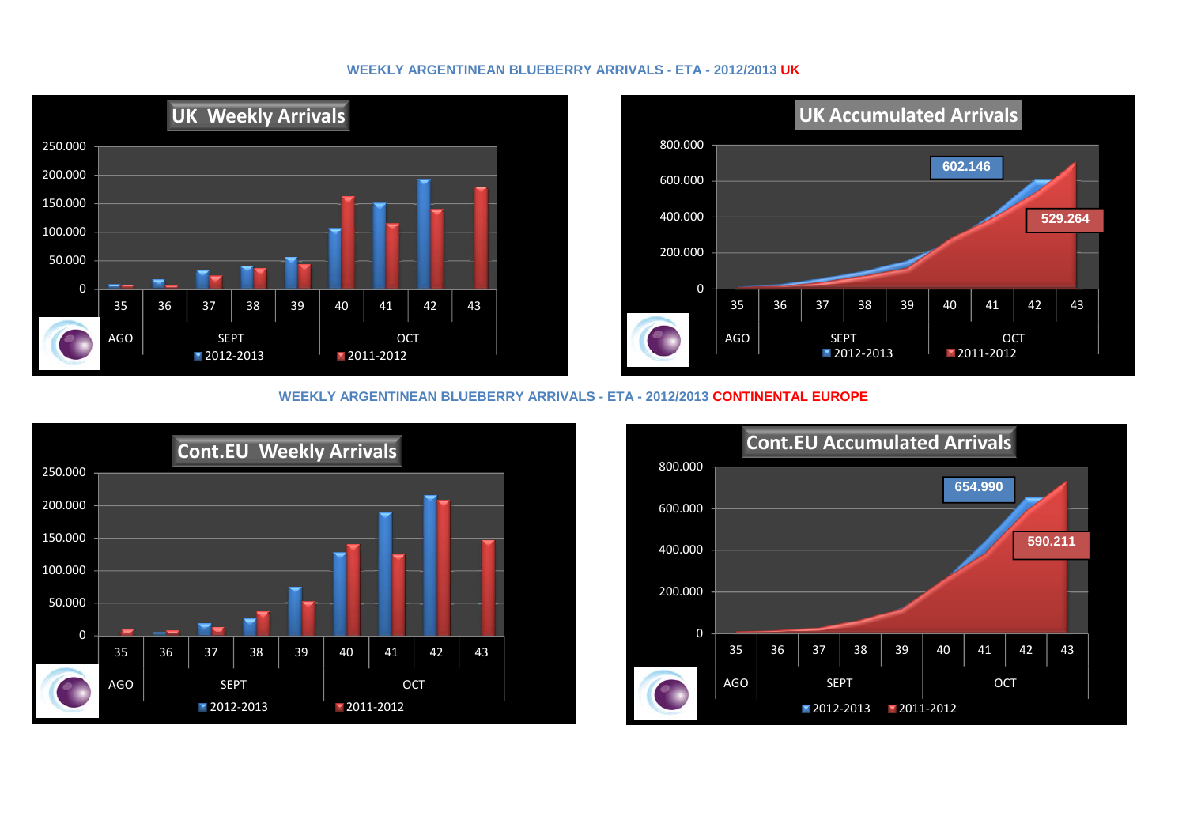**WEEKLY ARGENTINEAN BLUEBERRY ARRIVALS - ETA - 2012/2013 UK**

**UK Weekly Arrivals**

250.000
200.000
150.000
100.000
50.000
0

35 | 36 | 37 | 38 | 39 | 40 | 41 | 42 | 43

AGO | SEPT | OCT

2012-2013 | 2011-2012

**UK Accumulated Arrivals**

800.000
600.000
400.000
200.000
0

602.146

529.264

35 | 36 | 37 | 38 | 39 | 40 | 41 | 42 | 43

AGO | SEPT | OCT

2012-2013 | 2011-2012

**WEEKLY ARGENTINEAN BLUEBERRY ARRIVALS - ETA - 2012/2013 CONTINENTAL EUROPE**

**Cont.EU Weekly Arrivals**

250.000
200.000
150.000
100.000
50.000
0

35 | 36 | 37 | 38 | 39 | 40 | 41 | 42 | 43

AGO | SEPT | OCT

2012-2013 | 2011-2012

**Cont.EU Accumulated Arrivals**

800.000
600.000
400.000
200.000
0

654.990

590.211

35 | 36 | 37 | 38 | 39 | 40 | 41 | 42 | 43

AGO | SEPT | OCT

2012-2013 | 2011-2012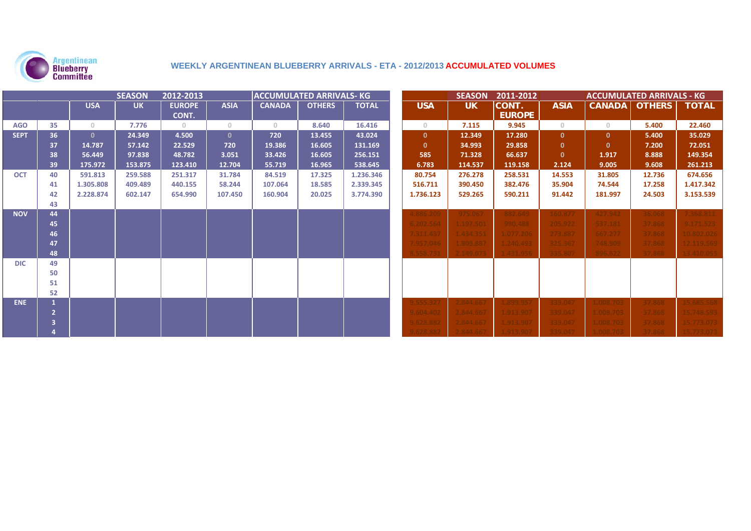Argentinean Blueberry Committee

## WEEKLY ARGENTINEAN BLUEBERRY ARRIVALS - ETA - 2012/2013 ACCUMULATED VOLUMES

| | | SEASON 2012-2013 | | | | ACCUMULATED ARRIVALS- KG | | | SEASON 2011-2012 | | | | ACCUMULATED ARRIVALS - KG | | |
|---|---|---|---|---|---|---|---|---|---|---|---|---|---|---|---|
| | | USA | UK | EUROPE CONT. | ASIA | CANADA | OTHERS | TOTAL | USA | UK | CONT. EUROPE | ASIA | CANADA | OTHERS | TOTAL |
| AGO | 35 | 0 | 7.776 | 0 | 0 | 0 | 8.640 | 16.416 | 0 | 7.115 | 9.945 | 0 | 0 | 5.400 | 22.460 |
| SEPT | 36 | 0 | 24.349 | 4.500 | 0 | 720 | 13.455 | 43.024 | 0 | 12.349 | 17.280 | 0 | 0 | 5.400 | 35.029 |
| | 37 | 14.787 | 57.142 | 22.529 | 720 | 19.386 | 16.605 | 131.169 | 0 | 34.993 | 29.858 | 0 | 0 | 7.200 | 72.051 |
| | 38 | 56.449 | 97.838 | 48.782 | 3.051 | 33.426 | 16.605 | 256.151 | 585 | 71.328 | 66.637 | 0 | 1.917 | 8.888 | 149.354 |
| | 39 | 175.972 | 153.875 | 123.410 | 12.704 | 55.719 | 16.965 | 538.645 | 6.783 | 114.537 | 119.158 | 2.124 | 9.005 | 9.608 | 261.213 |
| OCT | 40 | 591.813 | 259.588 | 251.317 | 31.784 | 84.519 | 17.325 | 1.236.346 | 80.754 | 276.278 | 258.531 | 14.553 | 31.805 | 12.736 | 674.656 |
| | 41 | 1.305.808 | 409.489 | 440.155 | 58.244 | 107.064 | 18.585 | 2.339.345 | 516.711 | 390.450 | 382.476 | 35.904 | 74.544 | 17.258 | 1.417.342 |
| | 42 | 2.228.874 | 602.147 | 654.990 | 107.450 | 160.904 | 20.025 | 3.774.390 | 1.736.123 | 529.265 | 590.211 | 91.442 | 181.997 | 24.503 | 3.153.539 |
| | 43 | | | | | | | | | | | | | | |
| NOV | 44 | | | | | | | | 4.886.209 | 975.067 | 882.649 | 160.877 | 427.942 | 36.068 | 7.368.811 |
| | 45 | | | | | | | | 6.202.564 | 1.197.501 | 990.488 | 205.922 | 537.181 | 37.868 | 9.171.523 |
| | 46 | | | | | | | | 7.311.437 | 1.434.351 | 1.077.206 | 273.887 | 667.277 | 37.868 | 10.802.026 |
| | 47 | | | | | | | | 7.957.046 | 1.809.887 | 1.240.493 | 325.367 | 748.909 | 37.868 | 12.119.569 |
| | 48 | | | | | | | | 8.558.731 | 2.149.073 | 1.431.956 | 335.807 | 896.622 | 37.868 | 13.410.055 |
| DIC | 49 | | | | | | | | | | | | | | |
| | 50 | | | | | | | | | | | | | | |
| | 51 | | | | | | | | | | | | | | |
| | 52 | | | | | | | | | | | | | | |
| ENE | 1 | | | | | | | | 9.555.327 | 2.844.667 | 1.899.957 | 339.047 | 1.008.703 | 37.868 | 15.685.568 |
| | 2 | | | | | | | | 9.604.402 | 2.844.667 | 1.913.907 | 339.047 | 1.008.703 | 37.868 | 15.748.593 |
| | 3 | | | | | | | | 9.628.882 | 2.844.667 | 1.913.907 | 339.047 | 1.008.703 | 37.868 | 15.773.073 |
| | 4 | | | | | | | | 9.628.882 | 2.844.667 | 1.913.907 | 339.047 | 1.008.703 | 37.868 | 15.773.073 |